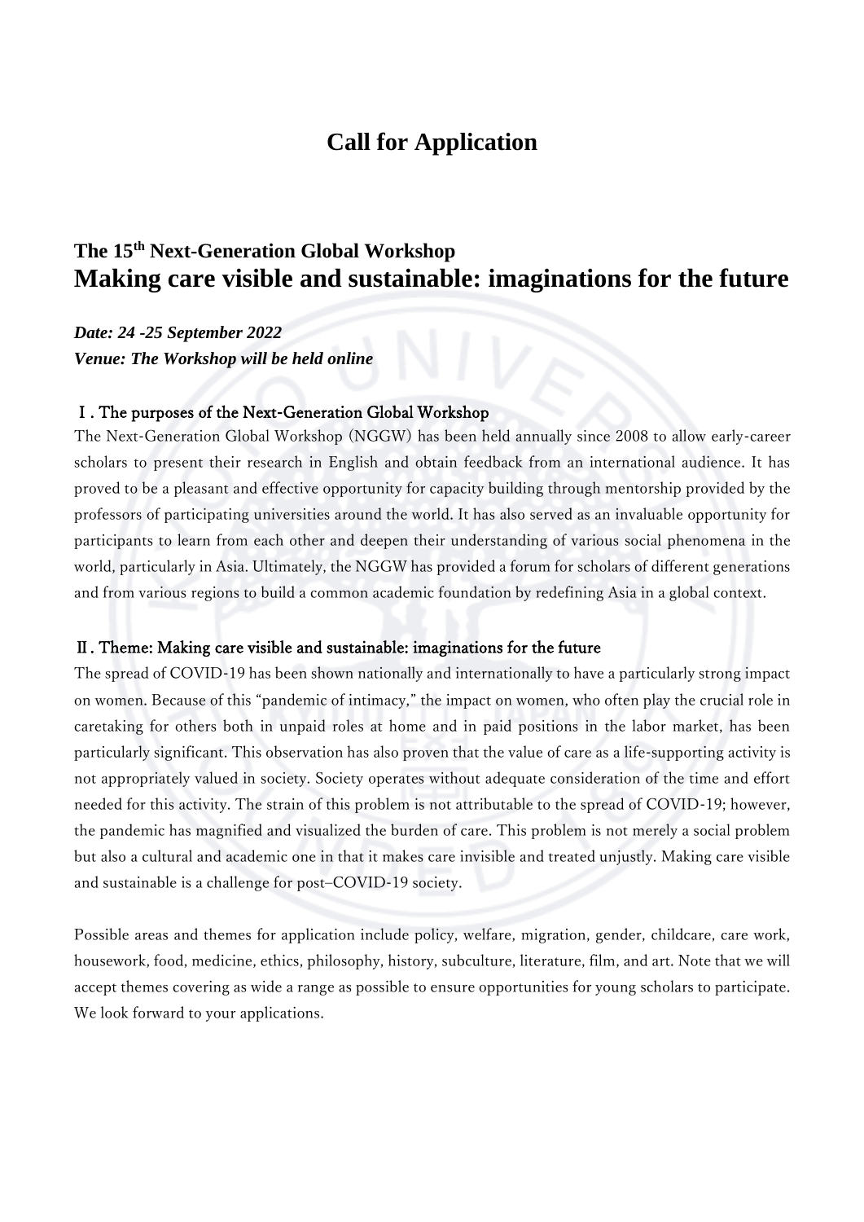# Call for Application

## The 15th Next-Generation Global Workshop
## Making care visible and sustainable: imaginations for the future

***Date: 24 -25 September 2022***
***Venue: The Workshop will be held online***

### Ⅰ. The purposes of the Next-Generation Global Workshop

The Next-Generation Global Workshop (NGGW) has been held annually since 2008 to allow early-career scholars to present their research in English and obtain feedback from an international audience. It has proved to be a pleasant and effective opportunity for capacity building through mentorship provided by the professors of participating universities around the world. It has also served as an invaluable opportunity for participants to learn from each other and deepen their understanding of various social phenomena in the world, particularly in Asia. Ultimately, the NGGW has provided a forum for scholars of different generations and from various regions to build a common academic foundation by redefining Asia in a global context.

### Ⅱ. Theme: Making care visible and sustainable: imaginations for the future

The spread of COVID-19 has been shown nationally and internationally to have a particularly strong impact on women. Because of this "pandemic of intimacy," the impact on women, who often play the crucial role in caretaking for others both in unpaid roles at home and in paid positions in the labor market, has been particularly significant. This observation has also proven that the value of care as a life-supporting activity is not appropriately valued in society. Society operates without adequate consideration of the time and effort needed for this activity. The strain of this problem is not attributable to the spread of COVID-19; however, the pandemic has magnified and visualized the burden of care. This problem is not merely a social problem but also a cultural and academic one in that it makes care invisible and treated unjustly. Making care visible and sustainable is a challenge for post–COVID-19 society.

Possible areas and themes for application include policy, welfare, migration, gender, childcare, care work, housework, food, medicine, ethics, philosophy, history, subculture, literature, film, and art. Note that we will accept themes covering as wide a range as possible to ensure opportunities for young scholars to participate. We look forward to your applications.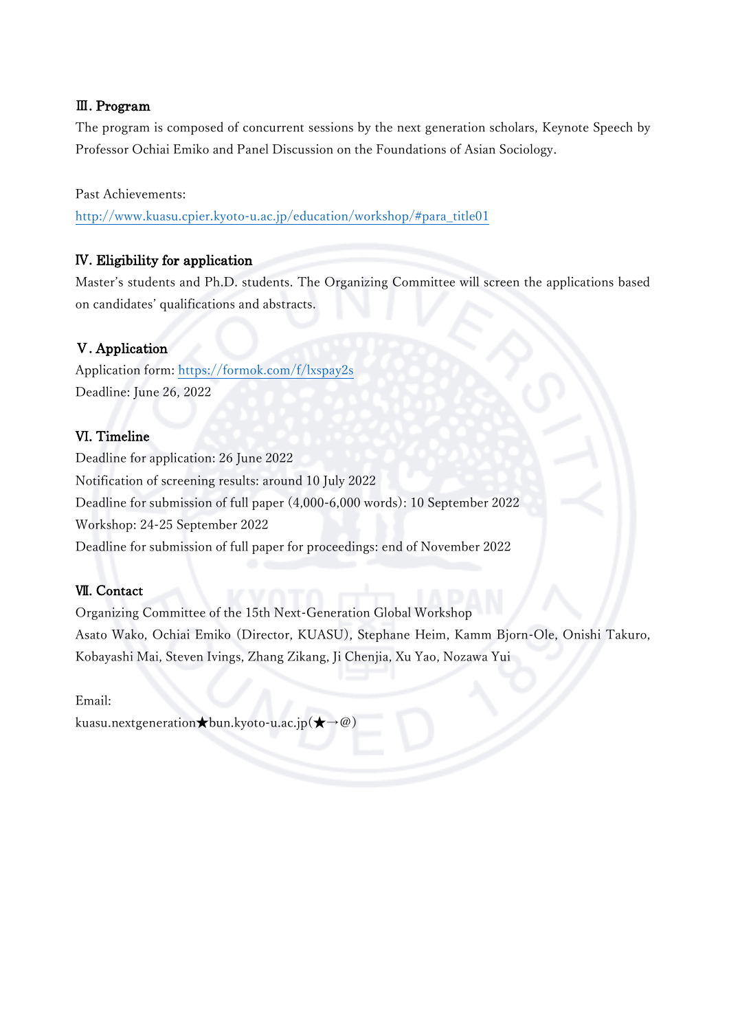## Ⅲ. Program

The program is composed of concurrent sessions by the next generation scholars, Keynote Speech by Professor Ochiai Emiko and Panel Discussion on the Foundations of Asian Sociology.

Past Achievements:
http://www.kuasu.cpier.kyoto-u.ac.jp/education/workshop/#para_title01

## Ⅳ. Eligibility for application

Master's students and Ph.D. students. The Organizing Committee will screen the applications based on candidates' qualifications and abstracts.

## Ⅴ. Application

Application form: https://formok.com/f/lxspay2s
Deadline: June 26, 2022

## Ⅵ. Timeline

Deadline for application: 26 June 2022
Notification of screening results: around 10 July 2022
Deadline for submission of full paper (4,000-6,000 words): 10 September 2022
Workshop: 24-25 September 2022
Deadline for submission of full paper for proceedings: end of November 2022

## Ⅶ. Contact

Organizing Committee of the 15th Next-Generation Global Workshop
Asato Wako, Ochiai Emiko (Director, KUASU), Stephane Heim, Kamm Bjorn-Ole, Onishi Takuro, Kobayashi Mai, Steven Ivings, Zhang Zikang, Ji Chenjia, Xu Yao, Nozawa Yui

Email:
kuasu.nextgeneration★bun.kyoto-u.ac.jp(★→@)